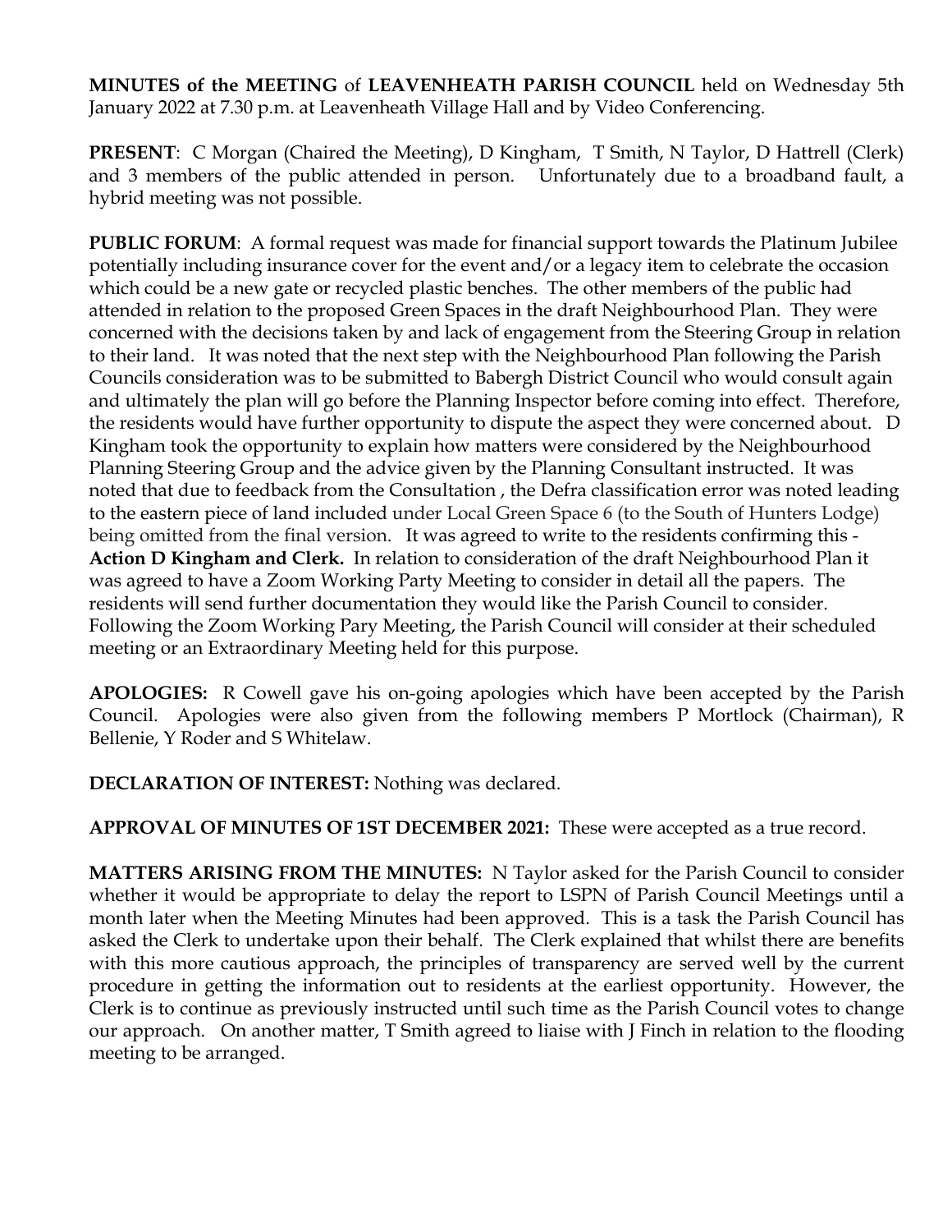**MINUTES of the MEETING** of **LEAVENHEATH PARISH COUNCIL** held on Wednesday 5th January 2022 at 7.30 p.m. at Leavenheath Village Hall and by Video Conferencing.

**PRESENT**: C Morgan (Chaired the Meeting), D Kingham, T Smith, N Taylor, D Hattrell (Clerk) and 3 members of the public attended in person. Unfortunately due to a broadband fault, a hybrid meeting was not possible.

**PUBLIC FORUM**: A formal request was made for financial support towards the Platinum Jubilee potentially including insurance cover for the event and/or a legacy item to celebrate the occasion which could be a new gate or recycled plastic benches. The other members of the public had attended in relation to the proposed Green Spaces in the draft Neighbourhood Plan. They were concerned with the decisions taken by and lack of engagement from the Steering Group in relation to their land. It was noted that the next step with the Neighbourhood Plan following the Parish Councils consideration was to be submitted to Babergh District Council who would consult again and ultimately the plan will go before the Planning Inspector before coming into effect. Therefore, the residents would have further opportunity to dispute the aspect they were concerned about. D Kingham took the opportunity to explain how matters were considered by the Neighbourhood Planning Steering Group and the advice given by the Planning Consultant instructed. It was noted that due to feedback from the Consultation , the Defra classification error was noted leading to the eastern piece of land included under Local Green Space 6 (to the South of Hunters Lodge) being omitted from the final version. It was agreed to write to the residents confirming this - **Action D Kingham and Clerk.** In relation to consideration of the draft Neighbourhood Plan it was agreed to have a Zoom Working Party Meeting to consider in detail all the papers. The residents will send further documentation they would like the Parish Council to consider. Following the Zoom Working Pary Meeting, the Parish Council will consider at their scheduled meeting or an Extraordinary Meeting held for this purpose.

**APOLOGIES:** R Cowell gave his on-going apologies which have been accepted by the Parish Council. Apologies were also given from the following members P Mortlock (Chairman), R Bellenie, Y Roder and S Whitelaw.

**DECLARATION OF INTEREST:** Nothing was declared.

**APPROVAL OF MINUTES OF 1ST DECEMBER 2021:** These were accepted as a true record.

**MATTERS ARISING FROM THE MINUTES:** N Taylor asked for the Parish Council to consider whether it would be appropriate to delay the report to LSPN of Parish Council Meetings until a month later when the Meeting Minutes had been approved. This is a task the Parish Council has asked the Clerk to undertake upon their behalf. The Clerk explained that whilst there are benefits with this more cautious approach, the principles of transparency are served well by the current procedure in getting the information out to residents at the earliest opportunity. However, the Clerk is to continue as previously instructed until such time as the Parish Council votes to change our approach. On another matter, T Smith agreed to liaise with J Finch in relation to the flooding meeting to be arranged.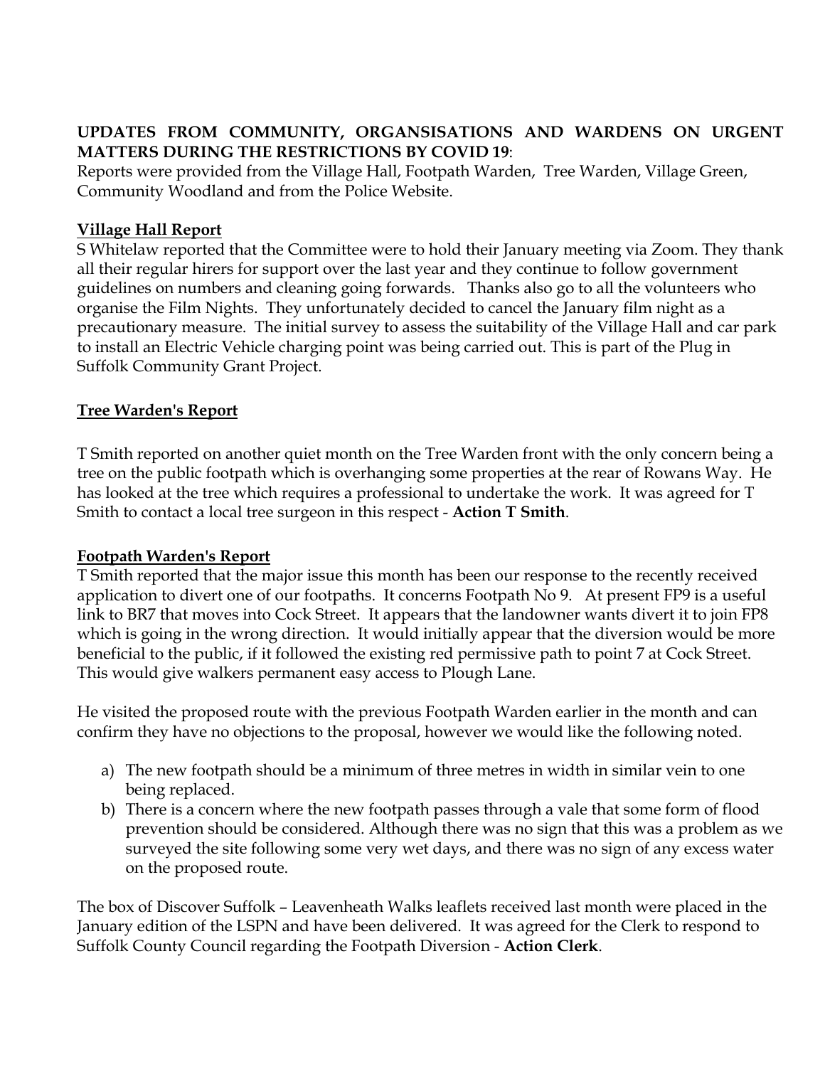**UPDATES FROM COMMUNITY, ORGANSISATIONS AND WARDENS ON URGENT MATTERS DURING THE RESTRICTIONS BY COVID 19**:
Reports were provided from the Village Hall, Footpath Warden, Tree Warden, Village Green, Community Woodland and from the Police Website.

**Village Hall Report**

S Whitelaw reported that the Committee were to hold their January meeting via Zoom. They thank all their regular hirers for support over the last year and they continue to follow government guidelines on numbers and cleaning going forwards. Thanks also go to all the volunteers who organise the Film Nights. They unfortunately decided to cancel the January film night as a precautionary measure. The initial survey to assess the suitability of the Village Hall and car park to install an Electric Vehicle charging point was being carried out. This is part of the Plug in Suffolk Community Grant Project.

**Tree Warden's Report**

T Smith reported on another quiet month on the Tree Warden front with the only concern being a tree on the public footpath which is overhanging some properties at the rear of Rowans Way. He has looked at the tree which requires a professional to undertake the work. It was agreed for T Smith to contact a local tree surgeon in this respect - **Action T Smith**.

**Footpath Warden's Report**

T Smith reported that the major issue this month has been our response to the recently received application to divert one of our footpaths. It concerns Footpath No 9. At present FP9 is a useful link to BR7 that moves into Cock Street. It appears that the landowner wants divert it to join FP8 which is going in the wrong direction. It would initially appear that the diversion would be more beneficial to the public, if it followed the existing red permissive path to point 7 at Cock Street. This would give walkers permanent easy access to Plough Lane.

He visited the proposed route with the previous Footpath Warden earlier in the month and can confirm they have no objections to the proposal, however we would like the following noted.

a) The new footpath should be a minimum of three metres in width in similar vein to one being replaced.
b) There is a concern where the new footpath passes through a vale that some form of flood prevention should be considered. Although there was no sign that this was a problem as we surveyed the site following some very wet days, and there was no sign of any excess water on the proposed route.

The box of Discover Suffolk – Leavenheath Walks leaflets received last month were placed in the January edition of the LSPN and have been delivered. It was agreed for the Clerk to respond to Suffolk County Council regarding the Footpath Diversion - **Action Clerk**.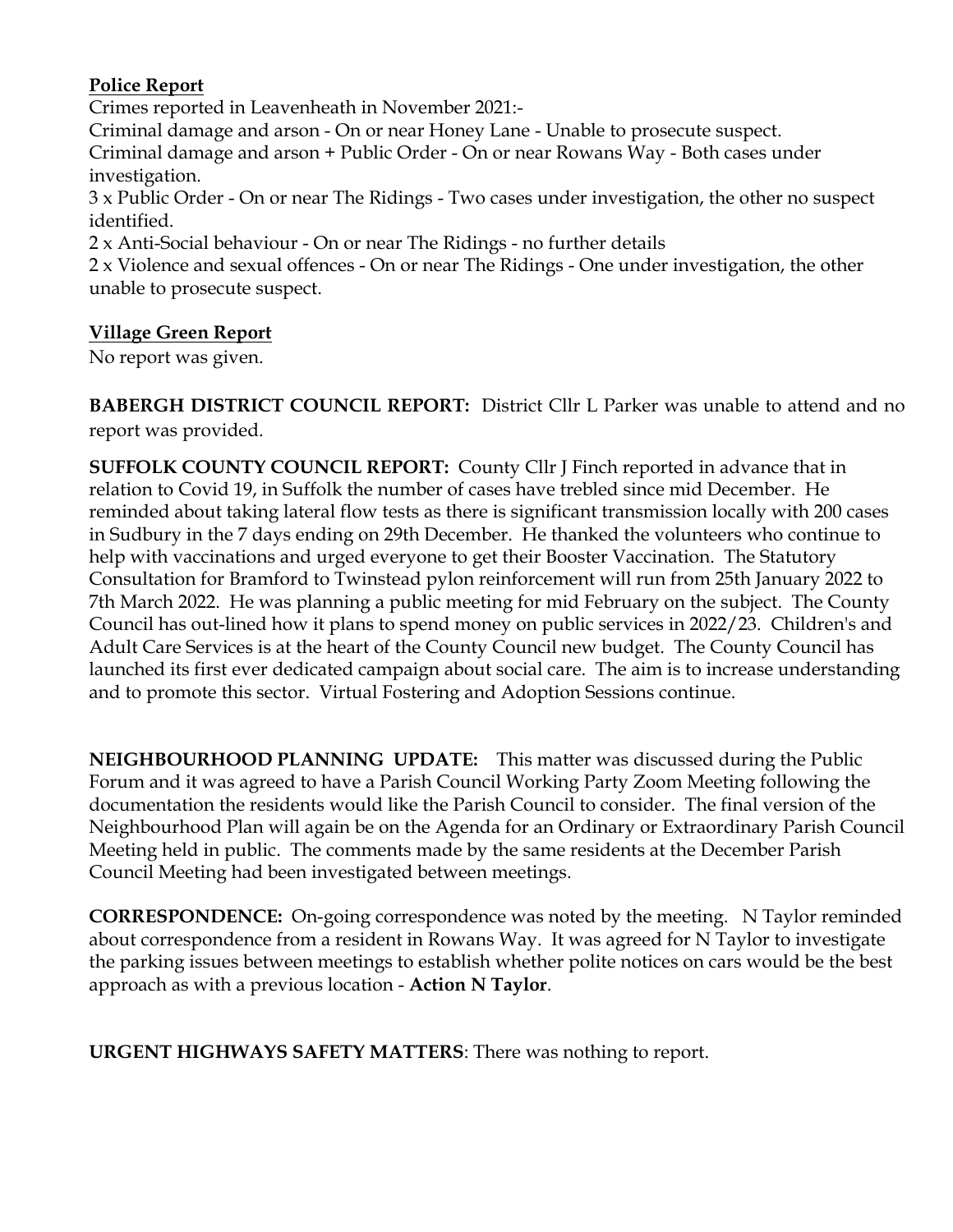**Police Report**

Crimes reported in Leavenheath in November 2021:-

Criminal damage and arson - On or near Honey Lane - Unable to prosecute suspect.

Criminal damage and arson + Public Order - On or near Rowans Way - Both cases under investigation.

3 x Public Order - On or near The Ridings - Two cases under investigation, the other no suspect identified.

2 x Anti-Social behaviour - On or near The Ridings - no further details

2 x Violence and sexual offences - On or near The Ridings - One under investigation, the other unable to prosecute suspect.

**Village Green Report**

No report was given.

**BABERGH DISTRICT COUNCIL REPORT:** District Cllr L Parker was unable to attend and no report was provided.

**SUFFOLK COUNTY COUNCIL REPORT:** County Cllr J Finch reported in advance that in relation to Covid 19, in Suffolk the number of cases have trebled since mid December. He reminded about taking lateral flow tests as there is significant transmission locally with 200 cases in Sudbury in the 7 days ending on 29th December. He thanked the volunteers who continue to help with vaccinations and urged everyone to get their Booster Vaccination. The Statutory Consultation for Bramford to Twinstead pylon reinforcement will run from 25th January 2022 to 7th March 2022. He was planning a public meeting for mid February on the subject. The County Council has out-lined how it plans to spend money on public services in 2022/23. Children's and Adult Care Services is at the heart of the County Council new budget. The County Council has launched its first ever dedicated campaign about social care. The aim is to increase understanding and to promote this sector. Virtual Fostering and Adoption Sessions continue.

**NEIGHBOURHOOD PLANNING UPDATE:** This matter was discussed during the Public Forum and it was agreed to have a Parish Council Working Party Zoom Meeting following the documentation the residents would like the Parish Council to consider. The final version of the Neighbourhood Plan will again be on the Agenda for an Ordinary or Extraordinary Parish Council Meeting held in public. The comments made by the same residents at the December Parish Council Meeting had been investigated between meetings.

**CORRESPONDENCE:** On-going correspondence was noted by the meeting. N Taylor reminded about correspondence from a resident in Rowans Way. It was agreed for N Taylor to investigate the parking issues between meetings to establish whether polite notices on cars would be the best approach as with a previous location - **Action N Taylor**.

**URGENT HIGHWAYS SAFETY MATTERS**: There was nothing to report.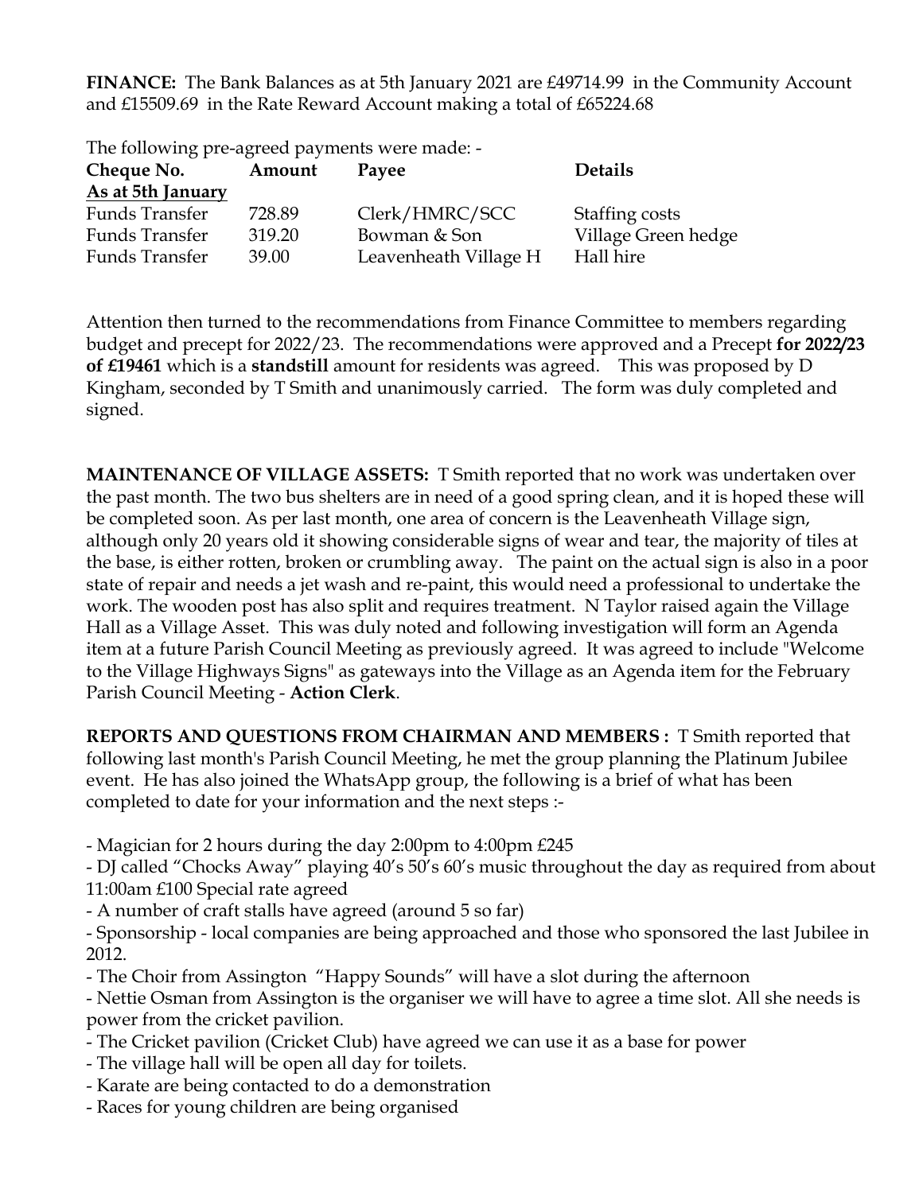**FINANCE:** The Bank Balances as at 5th January 2021 are £49714.99 in the Community Account and £15509.69 in the Rate Reward Account making a total of £65224.68

The following pre-agreed payments were made: -

| Cheque No. | Amount | Payee | Details |
|---|---|---|---|
| As at 5th January | | | |
| Funds Transfer | 728.89 | Clerk/HMRC/SCC | Staffing costs |
| Funds Transfer | 319.20 | Bowman & Son | Village Green hedge |
| Funds Transfer | 39.00 | Leavenheath Village H | Hall hire |

Attention then turned to the recommendations from Finance Committee to members regarding budget and precept for 2022/23. The recommendations were approved and a Precept **for 2022/23 of £19461** which is a **standstill** amount for residents was agreed. This was proposed by D Kingham, seconded by T Smith and unanimously carried. The form was duly completed and signed.

**MAINTENANCE OF VILLAGE ASSETS:** T Smith reported that no work was undertaken over the past month. The two bus shelters are in need of a good spring clean, and it is hoped these will be completed soon. As per last month, one area of concern is the Leavenheath Village sign, although only 20 years old it showing considerable signs of wear and tear, the majority of tiles at the base, is either rotten, broken or crumbling away. The paint on the actual sign is also in a poor state of repair and needs a jet wash and re-paint, this would need a professional to undertake the work. The wooden post has also split and requires treatment. N Taylor raised again the Village Hall as a Village Asset. This was duly noted and following investigation will form an Agenda item at a future Parish Council Meeting as previously agreed. It was agreed to include "Welcome to the Village Highways Signs" as gateways into the Village as an Agenda item for the February Parish Council Meeting - **Action Clerk**.

**REPORTS AND QUESTIONS FROM CHAIRMAN AND MEMBERS :** T Smith reported that following last month's Parish Council Meeting, he met the group planning the Platinum Jubilee event. He has also joined the WhatsApp group, the following is a brief of what has been completed to date for your information and the next steps :-

- Magician for 2 hours during the day 2:00pm to 4:00pm £245
- DJ called "Chocks Away" playing 40's 50's 60's music throughout the day as required from about 11:00am £100 Special rate agreed
- A number of craft stalls have agreed (around 5 so far)
- Sponsorship - local companies are being approached and those who sponsored the last Jubilee in 2012.
- The Choir from Assington "Happy Sounds" will have a slot during the afternoon
- Nettie Osman from Assington is the organiser we will have to agree a time slot. All she needs is power from the cricket pavilion.
- The Cricket pavilion (Cricket Club) have agreed we can use it as a base for power
- The village hall will be open all day for toilets.
- Karate are being contacted to do a demonstration
- Races for young children are being organised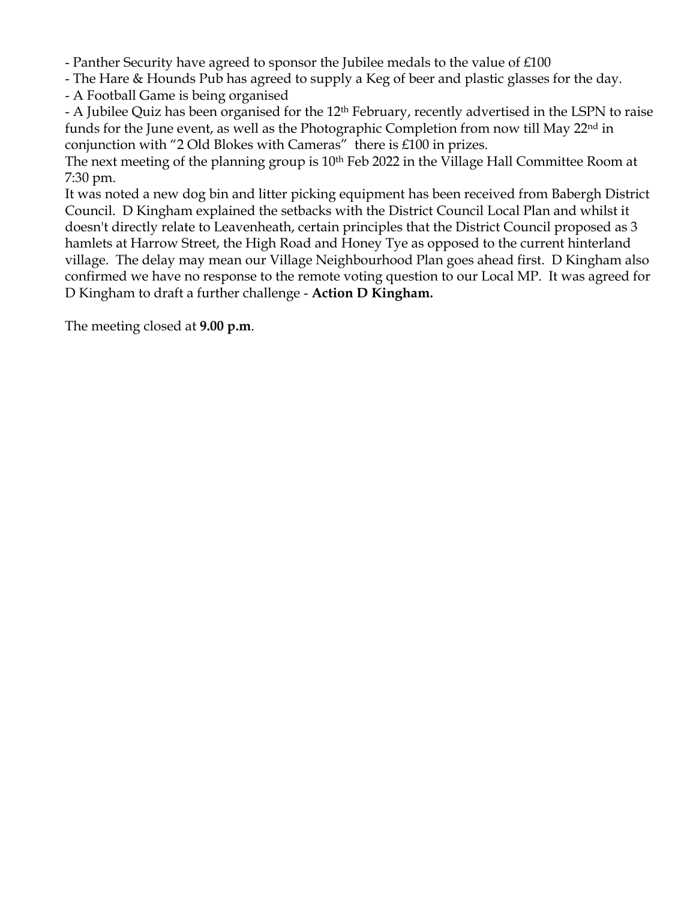- Panther Security have agreed to sponsor the Jubilee medals to the value of £100
- The Hare & Hounds Pub has agreed to supply a Keg of beer and plastic glasses for the day.
- A Football Game is being organised
- A Jubilee Quiz has been organised for the 12th February, recently advertised in the LSPN to raise funds for the June event, as well as the Photographic Completion from now till May 22nd in conjunction with "2 Old Blokes with Cameras" there is £100 in prizes.

The next meeting of the planning group is 10th Feb 2022 in the Village Hall Committee Room at 7:30 pm.

It was noted a new dog bin and litter picking equipment has been received from Babergh District Council. D Kingham explained the setbacks with the District Council Local Plan and whilst it doesn't directly relate to Leavenheath, certain principles that the District Council proposed as 3 hamlets at Harrow Street, the High Road and Honey Tye as opposed to the current hinterland village. The delay may mean our Village Neighbourhood Plan goes ahead first. D Kingham also confirmed we have no response to the remote voting question to our Local MP. It was agreed for D Kingham to draft a further challenge - **Action D Kingham.**

The meeting closed at **9.00 p.m**.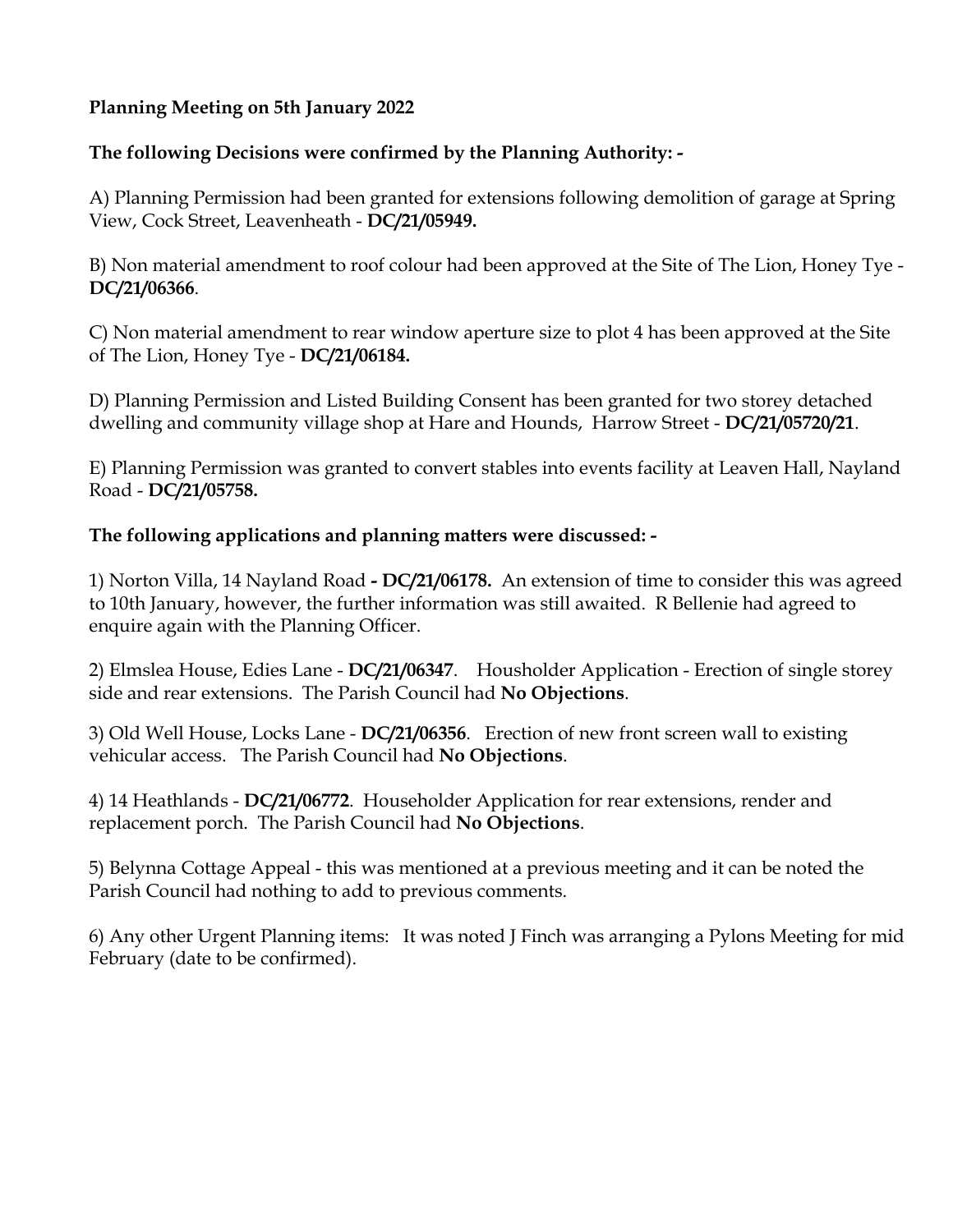**Planning Meeting on 5th January 2022**

**The following Decisions were confirmed by the Planning Authority: -**

A) Planning Permission had been granted for extensions following demolition of garage at Spring View, Cock Street, Leavenheath - **DC/21/05949.**

B) Non material amendment to roof colour had been approved at the Site of The Lion, Honey Tye - **DC/21/06366**.

C) Non material amendment to rear window aperture size to plot 4 has been approved at the Site of The Lion, Honey Tye - **DC/21/06184.**

D) Planning Permission and Listed Building Consent has been granted for two storey detached dwelling and community village shop at Hare and Hounds, Harrow Street - **DC/21/05720/21**.

E) Planning Permission was granted to convert stables into events facility at Leaven Hall, Nayland Road - **DC/21/05758.**

**The following applications and planning matters were discussed: -**

1) Norton Villa, 14 Nayland Road **- DC/21/06178.** An extension of time to consider this was agreed to 10th January, however, the further information was still awaited. R Bellenie had agreed to enquire again with the Planning Officer.

2) Elmslea House, Edies Lane - **DC/21/06347**. Housholder Application - Erection of single storey side and rear extensions. The Parish Council had **No Objections**.

3) Old Well House, Locks Lane - **DC/21/06356**. Erection of new front screen wall to existing vehicular access. The Parish Council had **No Objections**.

4) 14 Heathlands - **DC/21/06772**. Householder Application for rear extensions, render and replacement porch. The Parish Council had **No Objections**.

5) Belynna Cottage Appeal - this was mentioned at a previous meeting and it can be noted the Parish Council had nothing to add to previous comments.

6) Any other Urgent Planning items: It was noted J Finch was arranging a Pylons Meeting for mid February (date to be confirmed).